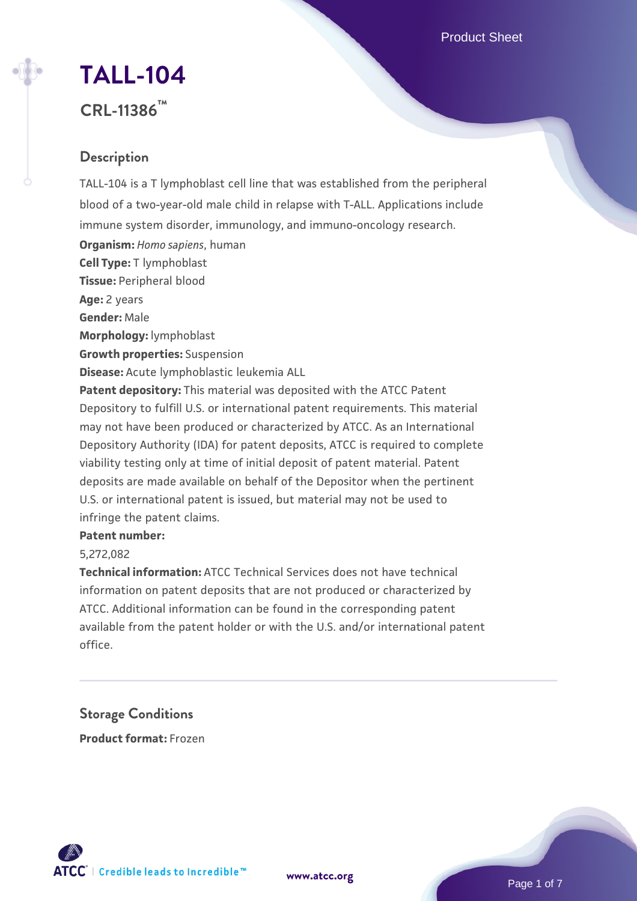# TALL-104

## CRL-11386™

## Description

TALL-104 is a T lymphoblast cell line that was established from the peripheral blood of a two-year-old male child in relapse with T-ALL. Applications include immune system disorder, immunology, and immuno-oncology research.

**Organism:** *Homo sapiens*, human

**Cell Type:** T lymphoblast

**Tissue:** Peripheral blood

**Age:** 2 years

**Gender:** Male

**Morphology:** lymphoblast

**Growth properties:** Suspension

**Disease:** Acute lymphoblastic leukemia ALL

**Patent depository:** This material was deposited with the ATCC Patent Depository to fulfill U.S. or international patent requirements. This material may not have been produced or characterized by ATCC. As an International Depository Authority (IDA) for patent deposits, ATCC is required to complete viability testing only at time of initial deposit of patent material. Patent deposits are made available on behalf of the Depositor when the pertinent U.S. or international patent is issued, but material may not be used to infringe the patent claims.

**Patent number:**

5,272,082

**Technical information:** ATCC Technical Services does not have technical information on patent deposits that are not produced or characterized by ATCC. Additional information can be found in the corresponding patent available from the patent holder or with the U.S. and/or international patent office.

## Storage Conditions

**Product format:** Frozen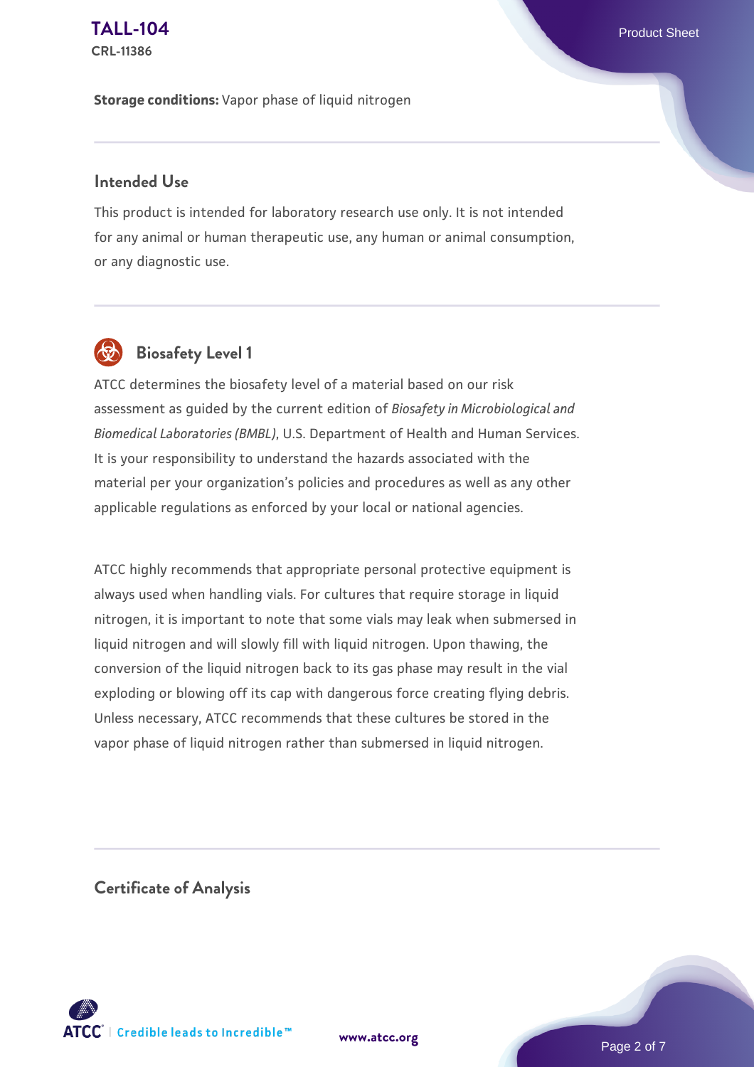**Storage conditions:** Vapor phase of liquid nitrogen

## Intended Use

This product is intended for laboratory research use only. It is not intended for any animal or human therapeutic use, any human or animal consumption, or any diagnostic use.

## Biosafety Level 1

ATCC determines the biosafety level of a material based on our risk assessment as guided by the current edition of *Biosafety in Microbiological and Biomedical Laboratories (BMBL)*, U.S. Department of Health and Human Services. It is your responsibility to understand the hazards associated with the material per your organization's policies and procedures as well as any other applicable regulations as enforced by your local or national agencies.

ATCC highly recommends that appropriate personal protective equipment is always used when handling vials. For cultures that require storage in liquid nitrogen, it is important to note that some vials may leak when submersed in liquid nitrogen and will slowly fill with liquid nitrogen. Upon thawing, the conversion of the liquid nitrogen back to its gas phase may result in the vial exploding or blowing off its cap with dangerous force creating flying debris. Unless necessary, ATCC recommends that these cultures be stored in the vapor phase of liquid nitrogen rather than submersed in liquid nitrogen.

## Certificate of Analysis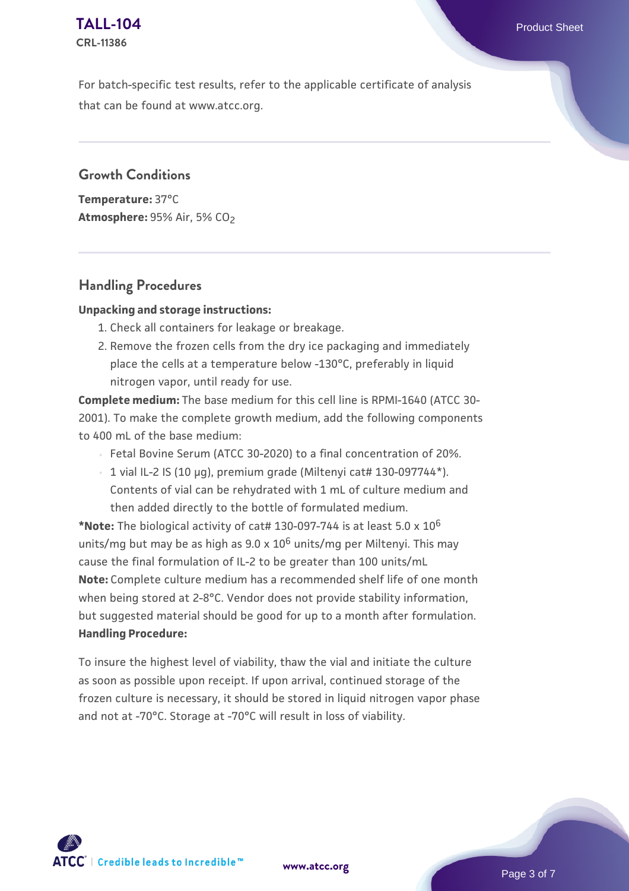For batch-specific test results, refer to the applicable certificate of analysis that can be found at www.atcc.org.

## Growth Conditions

**Temperature:** 37°C
**Atmosphere:** 95% Air, 5% $CO_2$

## Handling Procedures

**Unpacking and storage instructions:**

1. Check all containers for leakage or breakage.
2. Remove the frozen cells from the dry ice packaging and immediately place the cells at a temperature below -130°C, preferably in liquid nitrogen vapor, until ready for use.

**Complete medium:** The base medium for this cell line is RPMI-1640 (ATCC 30-2001). To make the complete growth medium, add the following components to 400 mL of the base medium:

- Fetal Bovine Serum (ATCC 30-2020) to a final concentration of 20%.
- 1 vial IL-2 IS (10 µg), premium grade (Miltenyi cat# 130-097744*). Contents of vial can be rehydrated with 1 mL of culture medium and then added directly to the bottle of formulated medium.

***Note:** The biological activity of cat# 130-097-744 is at least 5.0 x $10^6$ units/mg but may be as high as 9.0 x $10^6$ units/mg per Miltenyi. This may cause the final formulation of IL-2 to be greater than 100 units/mL
**Note:** Complete culture medium has a recommended shelf life of one month when being stored at 2-8°C. Vendor does not provide stability information, but suggested material should be good for up to a month after formulation.
**Handling Procedure:**

To insure the highest level of viability, thaw the vial and initiate the culture as soon as possible upon receipt. If upon arrival, continued storage of the frozen culture is necessary, it should be stored in liquid nitrogen vapor phase and not at -70°C. Storage at -70°C will result in loss of viability.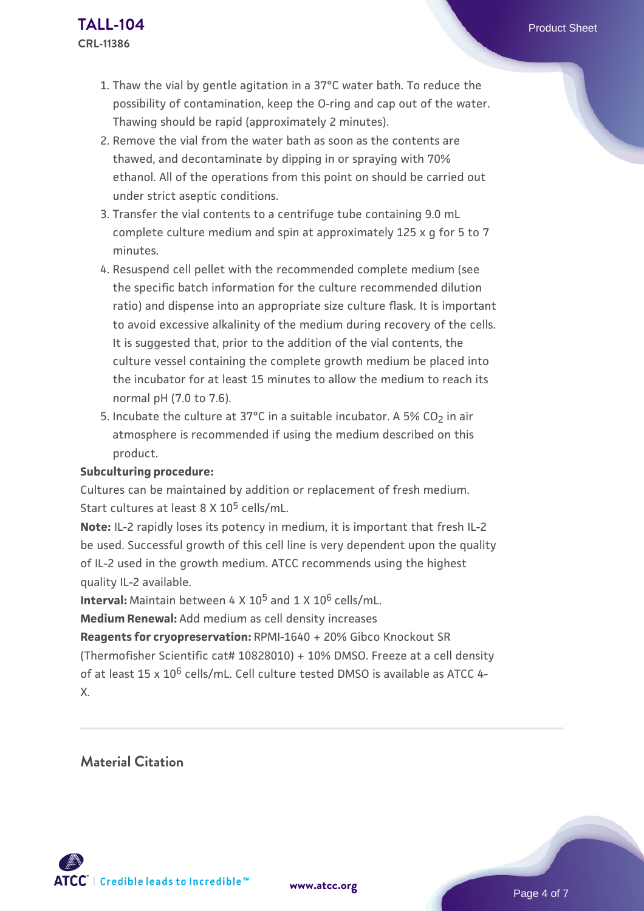1. Thaw the vial by gentle agitation in a 37°C water bath. To reduce the possibility of contamination, keep the O-ring and cap out of the water. Thawing should be rapid (approximately 2 minutes).
2. Remove the vial from the water bath as soon as the contents are thawed, and decontaminate by dipping in or spraying with 70% ethanol. All of the operations from this point on should be carried out under strict aseptic conditions.
3. Transfer the vial contents to a centrifuge tube containing 9.0 mL complete culture medium and spin at approximately 125 x g for 5 to 7 minutes.
4. Resuspend cell pellet with the recommended complete medium (see the specific batch information for the culture recommended dilution ratio) and dispense into an appropriate size culture flask. It is important to avoid excessive alkalinity of the medium during recovery of the cells. It is suggested that, prior to the addition of the vial contents, the culture vessel containing the complete growth medium be placed into the incubator for at least 15 minutes to allow the medium to reach its normal pH (7.0 to 7.6).
5. Incubate the culture at 37°C in a suitable incubator. A 5% $CO_2$ in air atmosphere is recommended if using the medium described on this product.

**Subculturing procedure:**

Cultures can be maintained by addition or replacement of fresh medium. Start cultures at least 8 X $10^5$ cells/mL.

**Note:** IL-2 rapidly loses its potency in medium, it is important that fresh IL-2 be used. Successful growth of this cell line is very dependent upon the quality of IL-2 used in the growth medium. ATCC recommends using the highest quality IL-2 available.

**Interval:** Maintain between 4 X $10^5$ and 1 X $10^6$ cells/mL.

**Medium Renewal:** Add medium as cell density increases

**Reagents for cryopreservation:** RPMI-1640 + 20% Gibco Knockout SR (Thermofisher Scientific cat# 10828010) + 10% DMSO. Freeze at a cell density of at least 15 x $10^6$ cells/mL. Cell culture tested DMSO is available as ATCC 4-X.

## Material Citation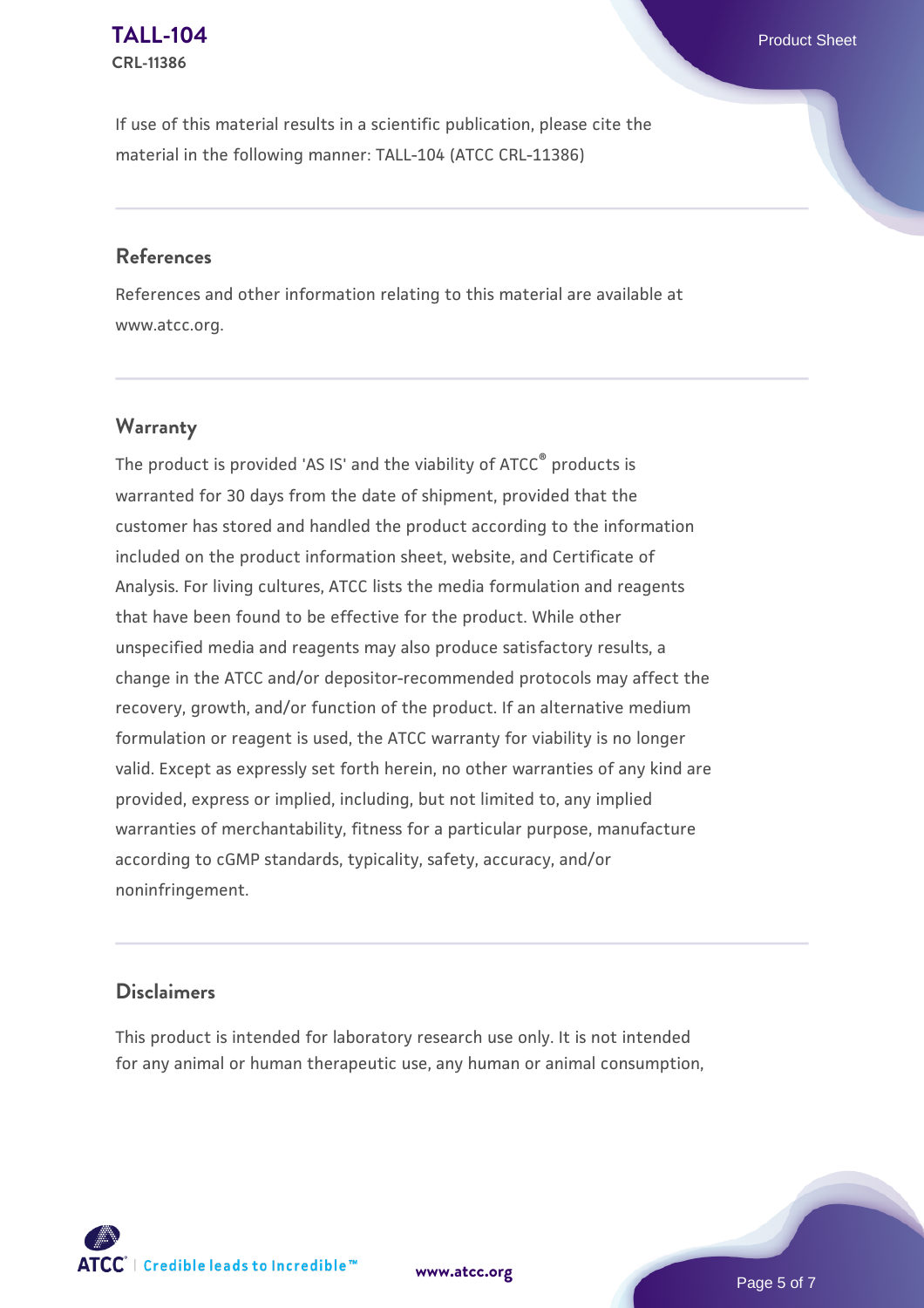If use of this material results in a scientific publication, please cite the material in the following manner: TALL-104 (ATCC CRL-11386)

## References

References and other information relating to this material are available at www.atcc.org.

## Warranty

The product is provided 'AS IS' and the viability of ATCC® products is warranted for 30 days from the date of shipment, provided that the customer has stored and handled the product according to the information included on the product information sheet, website, and Certificate of Analysis. For living cultures, ATCC lists the media formulation and reagents that have been found to be effective for the product. While other unspecified media and reagents may also produce satisfactory results, a change in the ATCC and/or depositor-recommended protocols may affect the recovery, growth, and/or function of the product. If an alternative medium formulation or reagent is used, the ATCC warranty for viability is no longer valid. Except as expressly set forth herein, no other warranties of any kind are provided, express or implied, including, but not limited to, any implied warranties of merchantability, fitness for a particular purpose, manufacture according to cGMP standards, typicality, safety, accuracy, and/or noninfringement.

## Disclaimers

This product is intended for laboratory research use only. It is not intended for any animal or human therapeutic use, any human or animal consumption,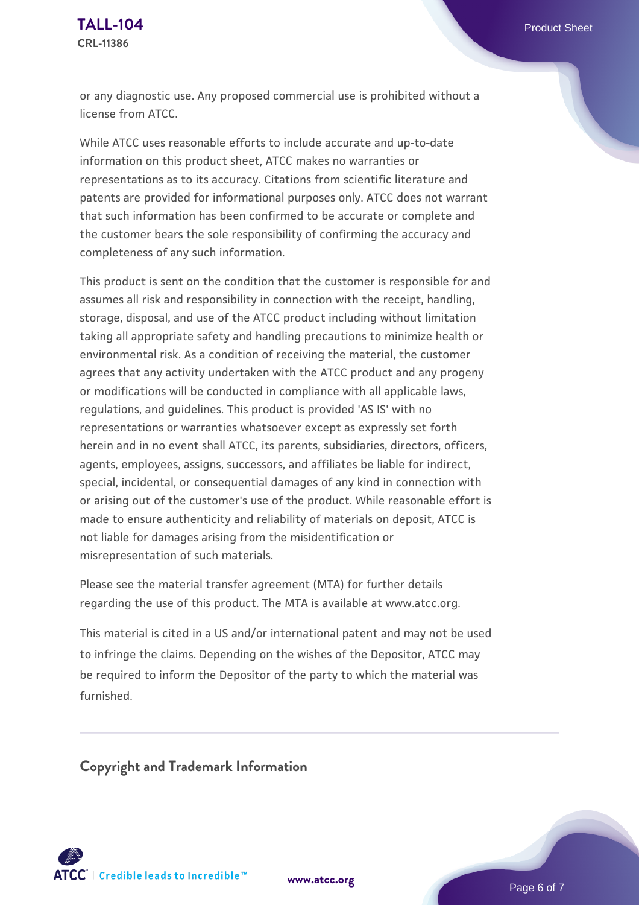or any diagnostic use. Any proposed commercial use is prohibited without a license from ATCC.

While ATCC uses reasonable efforts to include accurate and up-to-date information on this product sheet, ATCC makes no warranties or representations as to its accuracy. Citations from scientific literature and patents are provided for informational purposes only. ATCC does not warrant that such information has been confirmed to be accurate or complete and the customer bears the sole responsibility of confirming the accuracy and completeness of any such information.

This product is sent on the condition that the customer is responsible for and assumes all risk and responsibility in connection with the receipt, handling, storage, disposal, and use of the ATCC product including without limitation taking all appropriate safety and handling precautions to minimize health or environmental risk. As a condition of receiving the material, the customer agrees that any activity undertaken with the ATCC product and any progeny or modifications will be conducted in compliance with all applicable laws, regulations, and guidelines. This product is provided 'AS IS' with no representations or warranties whatsoever except as expressly set forth herein and in no event shall ATCC, its parents, subsidiaries, directors, officers, agents, employees, assigns, successors, and affiliates be liable for indirect, special, incidental, or consequential damages of any kind in connection with or arising out of the customer's use of the product. While reasonable effort is made to ensure authenticity and reliability of materials on deposit, ATCC is not liable for damages arising from the misidentification or misrepresentation of such materials.

Please see the material transfer agreement (MTA) for further details regarding the use of this product. The MTA is available at www.atcc.org.

This material is cited in a US and/or international patent and may not be used to infringe the claims. Depending on the wishes of the Depositor, ATCC may be required to inform the Depositor of the party to which the material was furnished.

## Copyright and Trademark Information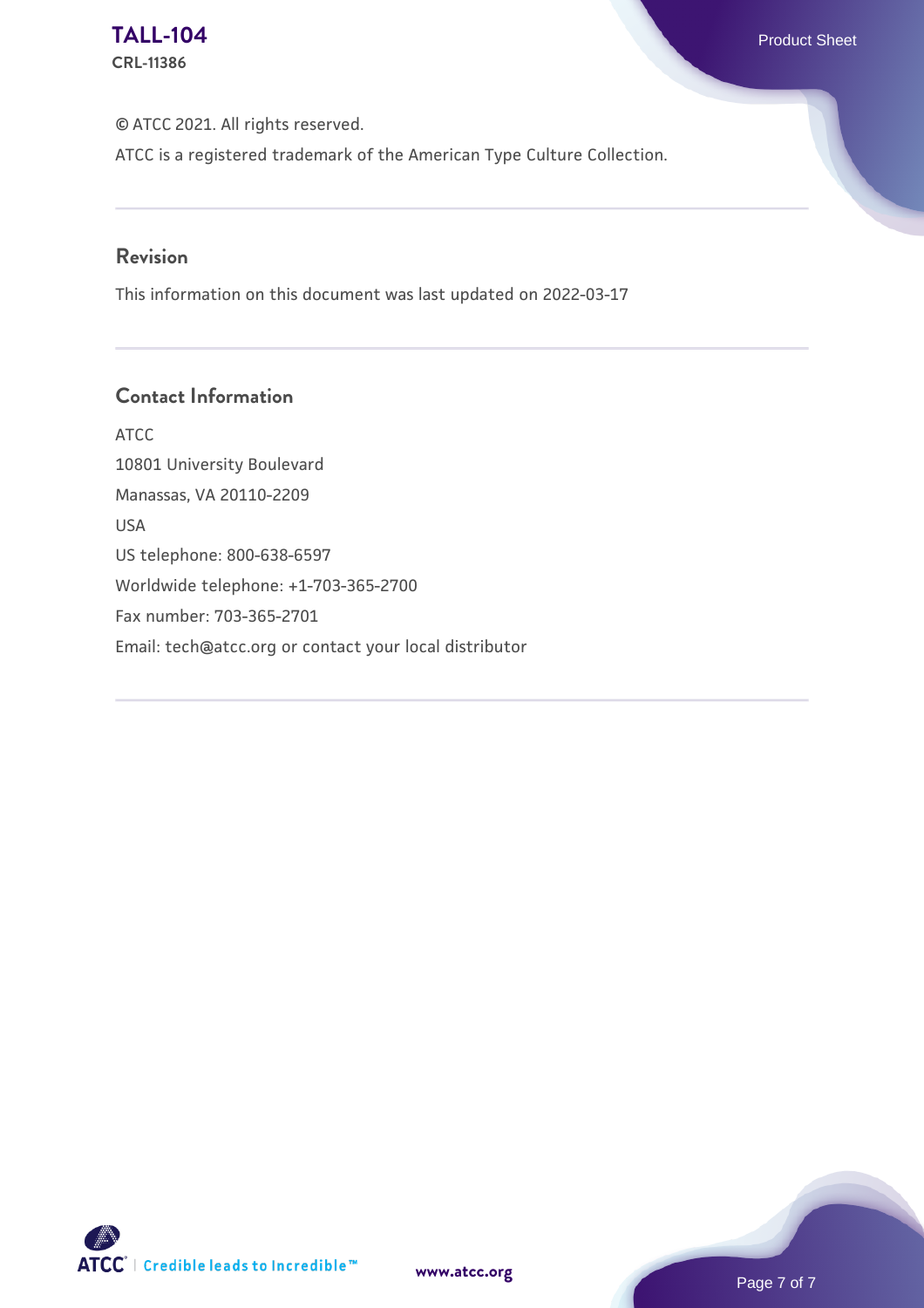© ATCC 2021. All rights reserved.

ATCC is a registered trademark of the American Type Culture Collection.

## Revision

This information on this document was last updated on 2022-03-17

## Contact Information

ATCC
10801 University Boulevard
Manassas, VA 20110-2209
USA
US telephone: 800-638-6597
Worldwide telephone: +1-703-365-2700
Fax number: 703-365-2701
Email: tech@atcc.org or contact your local distributor